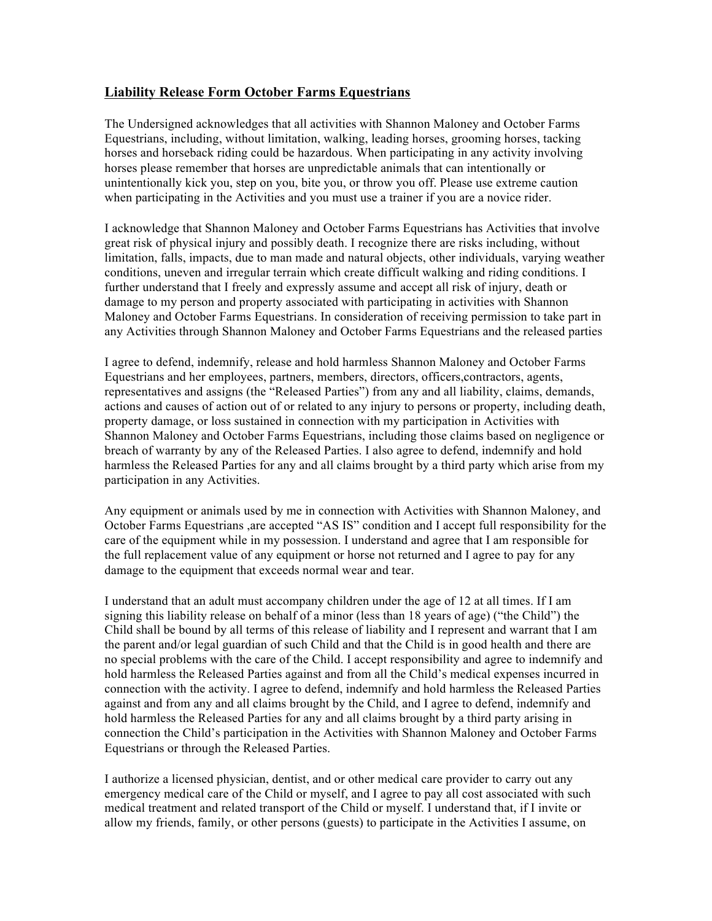## Liability Release Form October Farms Equestrians

The Undersigned acknowledges that all activities with Shannon Maloney and October Farms Equestrians, including, without limitation, walking, leading horses, grooming horses, tacking horses and horseback riding could be hazardous. When participating in any activity involving horses please remember that horses are unpredictable animals that can intentionally or unintentionally kick you, step on you, bite you, or throw you off. Please use extreme caution when participating in the Activities and you must use a trainer if you are a novice rider.

I acknowledge that Shannon Maloney and October Farms Equestrians has Activities that involve great risk of physical injury and possibly death. I recognize there are risks including, without limitation, falls, impacts, due to man made and natural objects, other individuals, varying weather conditions, uneven and irregular terrain which create difficult walking and riding conditions. I further understand that I freely and expressly assume and accept all risk of injury, death or damage to my person and property associated with participating in activities with Shannon Maloney and October Farms Equestrians. In consideration of receiving permission to take part in any Activities through Shannon Maloney and October Farms Equestrians and the released parties

I agree to defend, indemnify, release and hold harmless Shannon Maloney and October Farms Equestrians and her employees, partners, members, directors, officers,contractors, agents, representatives and assigns (the "Released Parties") from any and all liability, claims, demands, actions and causes of action out of or related to any injury to persons or property, including death, property damage, or loss sustained in connection with my participation in Activities with Shannon Maloney and October Farms Equestrians, including those claims based on negligence or breach of warranty by any of the Released Parties. I also agree to defend, indemnify and hold harmless the Released Parties for any and all claims brought by a third party which arise from my participation in any Activities.

Any equipment or animals used by me in connection with Activities with Shannon Maloney, and October Farms Equestrians ,are accepted "AS IS" condition and I accept full responsibility for the care of the equipment while in my possession. I understand and agree that I am responsible for the full replacement value of any equipment or horse not returned and I agree to pay for any damage to the equipment that exceeds normal wear and tear.

I understand that an adult must accompany children under the age of 12 at all times. If I am signing this liability release on behalf of a minor (less than 18 years of age) ("the Child") the Child shall be bound by all terms of this release of liability and I represent and warrant that I am the parent and/or legal guardian of such Child and that the Child is in good health and there are no special problems with the care of the Child. I accept responsibility and agree to indemnify and hold harmless the Released Parties against and from all the Child's medical expenses incurred in connection with the activity. I agree to defend, indemnify and hold harmless the Released Parties against and from any and all claims brought by the Child, and I agree to defend, indemnify and hold harmless the Released Parties for any and all claims brought by a third party arising in connection the Child's participation in the Activities with Shannon Maloney and October Farms Equestrians or through the Released Parties.

I authorize a licensed physician, dentist, and or other medical care provider to carry out any emergency medical care of the Child or myself, and I agree to pay all cost associated with such medical treatment and related transport of the Child or myself. I understand that, if I invite or allow my friends, family, or other persons (guests) to participate in the Activities I assume, on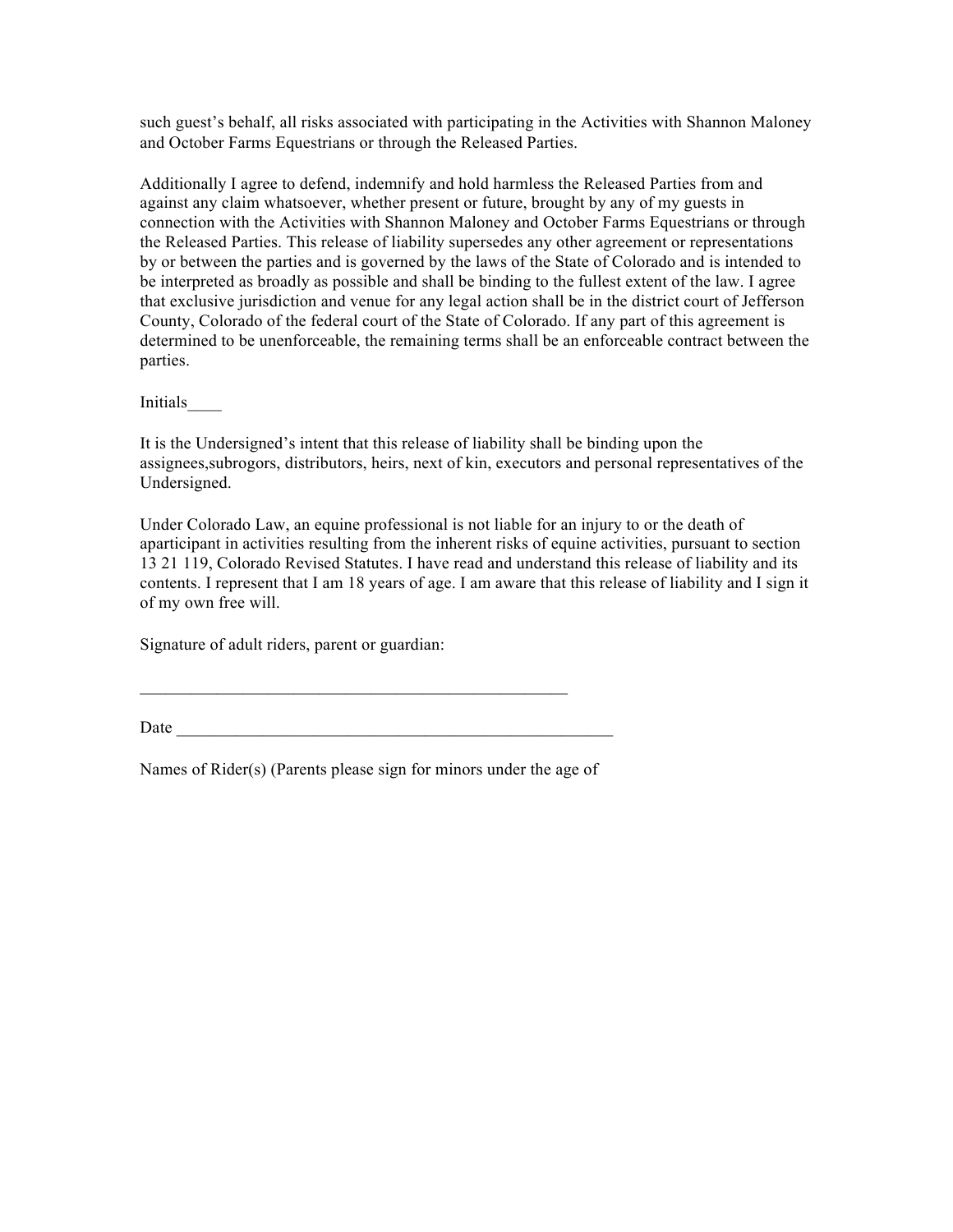such guest's behalf, all risks associated with participating in the Activities with Shannon Maloney and October Farms Equestrians or through the Released Parties.

Additionally I agree to defend, indemnify and hold harmless the Released Parties from and against any claim whatsoever, whether present or future, brought by any of my guests in connection with the Activities with Shannon Maloney and October Farms Equestrians or through the Released Parties. This release of liability supersedes any other agreement or representations by or between the parties and is governed by the laws of the State of Colorado and is intended to be interpreted as broadly as possible and shall be binding to the fullest extent of the law. I agree that exclusive jurisdiction and venue for any legal action shall be in the district court of Jefferson County, Colorado of the federal court of the State of Colorado. If any part of this agreement is determined to be unenforceable, the remaining terms shall be an enforceable contract between the parties.

Initials____

It is the Undersigned's intent that this release of liability shall be binding upon the assignees,subrogors, distributors, heirs, next of kin, executors and personal representatives of the Undersigned.

Under Colorado Law, an equine professional is not liable for an injury to or the death of aparticipant in activities resulting from the inherent risks of equine activities, pursuant to section 13 21 119, Colorado Revised Statutes. I have read and understand this release of liability and its contents. I represent that I am 18 years of age. I am aware that this release of liability and I sign it of my own free will.

Signature of adult riders, parent or guardian:

____________________________________________________

Date ____________________________________________________

Names of Rider(s) (Parents please sign for minors under the age of